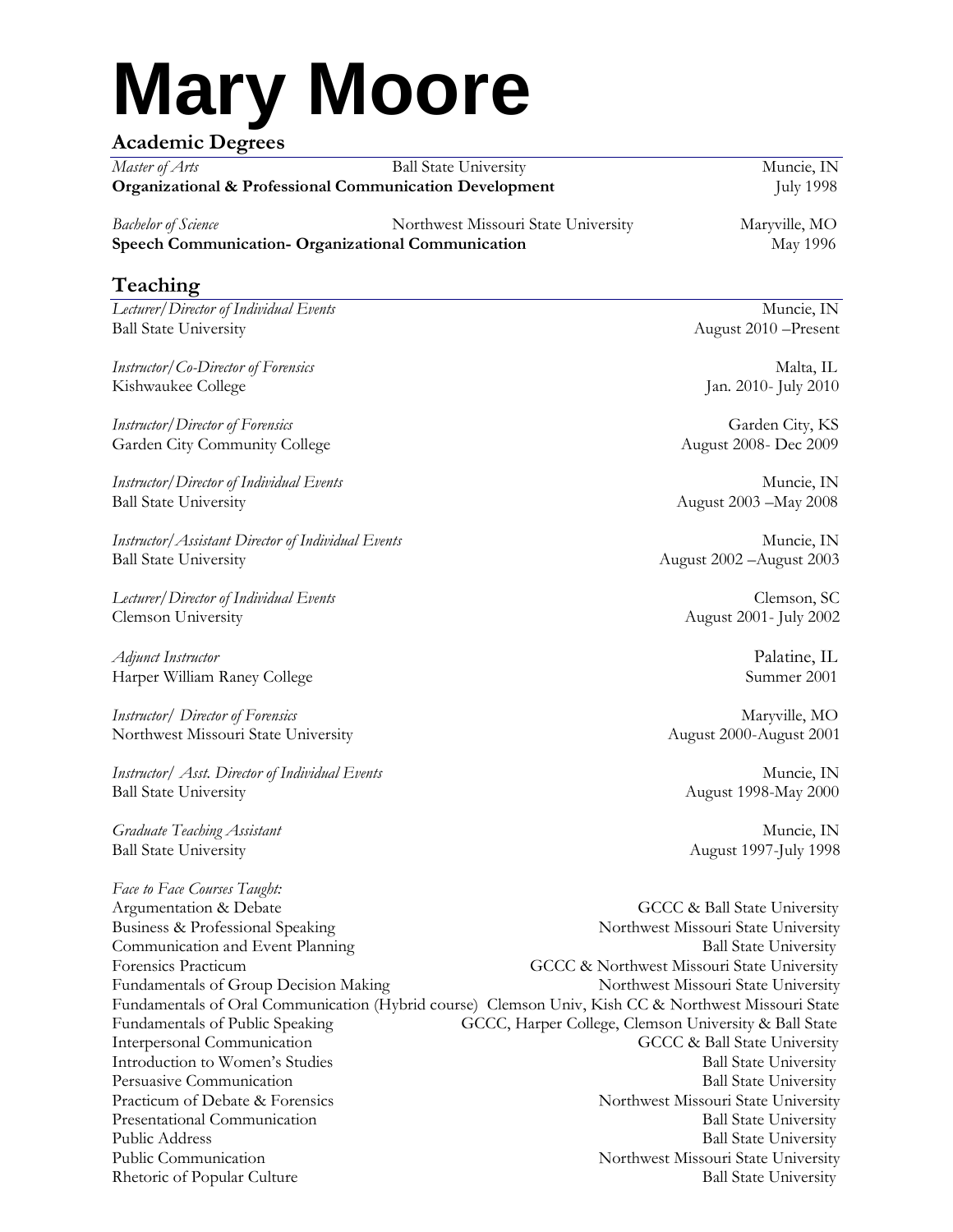# Mary Moore

## Academic Degrees

*Master of Arts* — Ball State University — Muncie, IN
**Organizational & Professional Communication Development** — July 1998

*Bachelor of Science* — Northwest Missouri State University — Maryville, MO
**Speech Communication- Organizational Communication** — May 1996

## Teaching

*Lecturer/Director of Individual Events* — Muncie, IN
Ball State University — August 2010 –Present

*Instructor/Co-Director of Forensics* — Malta, IL
Kishwaukee College — Jan. 2010- July 2010

*Instructor/Director of Forensics* — Garden City, KS
Garden City Community College — August 2008- Dec 2009

*Instructor/Director of Individual Events* — Muncie, IN
Ball State University — August 2003 –May 2008

*Instructor/Assistant Director of Individual Events* — Muncie, IN
Ball State University — August 2002 –August 2003

*Lecturer/Director of Individual Events* — Clemson, SC
Clemson University — August 2001- July 2002

*Adjunct Instructor* — Palatine, IL
Harper William Raney College — Summer 2001

*Instructor/ Director of Forensics* — Maryville, MO
Northwest Missouri State University — August 2000-August 2001

*Instructor/ Asst. Director of Individual Events* — Muncie, IN
Ball State University — August 1998-May 2000

*Graduate Teaching Assistant* — Muncie, IN
Ball State University — August 1997-July 1998

*Face to Face Courses Taught:*

| Course | Institution |
|---|---|
| Argumentation & Debate | GCCC & Ball State University |
| Business & Professional Speaking | Northwest Missouri State University |
| Communication and Event Planning | Ball State University |
| Forensics Practicum | GCCC & Northwest Missouri State University |
| Fundamentals of Group Decision Making | Northwest Missouri State University |
| Fundamentals of Oral Communication (Hybrid course) | Clemson Univ, Kish CC & Northwest Missouri State |
| Fundamentals of Public Speaking | GCCC, Harper College, Clemson University & Ball State |
| Interpersonal Communication | GCCC & Ball State University |
| Introduction to Women's Studies | Ball State University |
| Persuasive Communication | Ball State University |
| Practicum of Debate & Forensics | Northwest Missouri State University |
| Presentational Communication | Ball State University |
| Public Address | Ball State University |
| Public Communication | Northwest Missouri State University |
| Rhetoric of Popular Culture | Ball State University |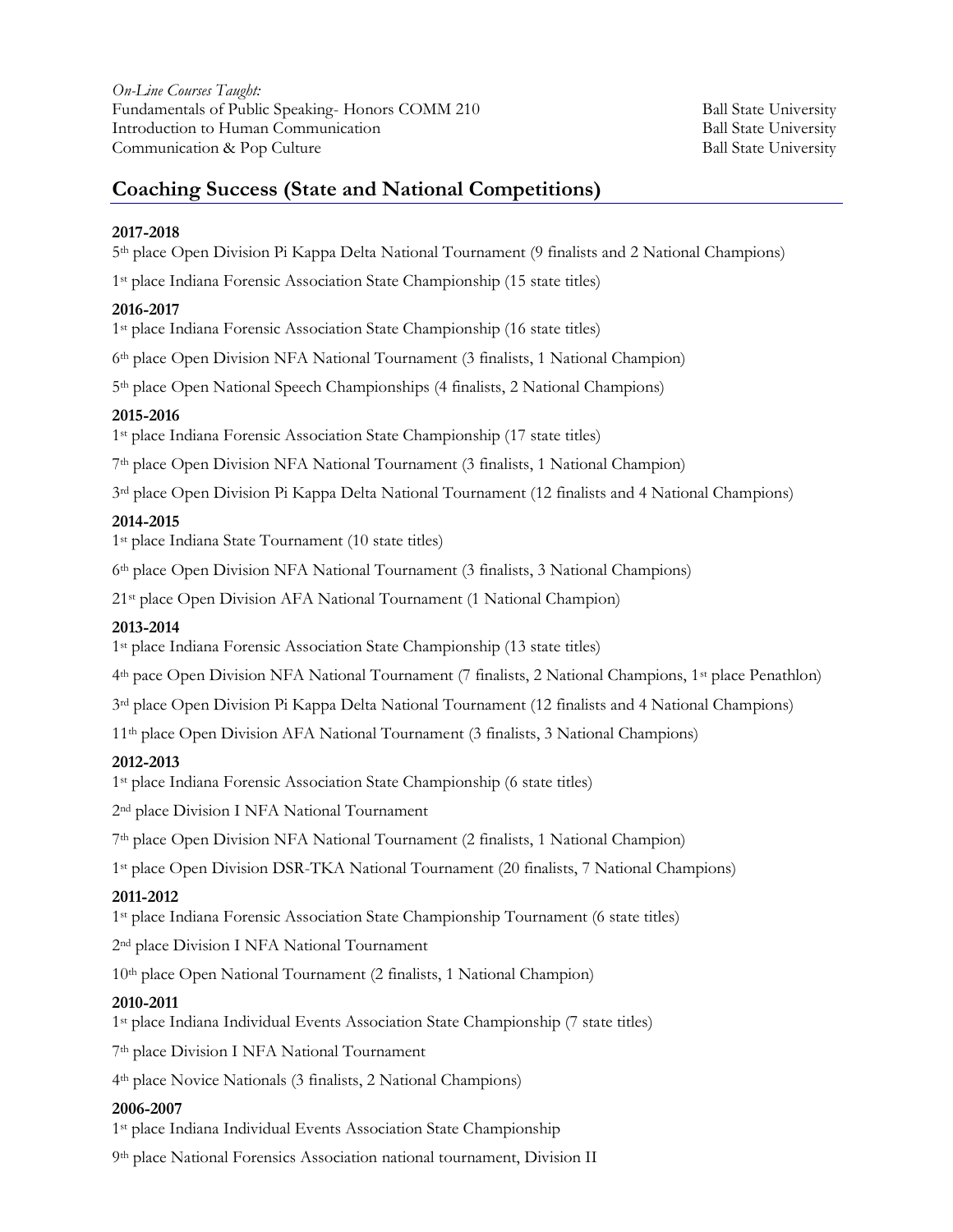*On-Line Courses Taught:*

Fundamentals of Public Speaking- Honors COMM 210 — Ball State University
Introduction to Human Communication — Ball State University
Communication & Pop Culture — Ball State University

## Coaching Success (State and National Competitions)

**2017-2018**

5th place Open Division Pi Kappa Delta National Tournament (9 finalists and 2 National Champions)

1st place Indiana Forensic Association State Championship (15 state titles)

**2016-2017**

1st place Indiana Forensic Association State Championship (16 state titles)

6th place Open Division NFA National Tournament (3 finalists, 1 National Champion)

5th place Open National Speech Championships (4 finalists, 2 National Champions)

**2015-2016**

1st place Indiana Forensic Association State Championship (17 state titles)

7th place Open Division NFA National Tournament (3 finalists, 1 National Champion)

3rd place Open Division Pi Kappa Delta National Tournament (12 finalists and 4 National Champions)

**2014-2015**

1st place Indiana State Tournament (10 state titles)

6th place Open Division NFA National Tournament (3 finalists, 3 National Champions)

21st place Open Division AFA National Tournament (1 National Champion)

**2013-2014**

1st place Indiana Forensic Association State Championship (13 state titles)

4th pace Open Division NFA National Tournament (7 finalists, 2 National Champions, 1st place Penathlon)

3rd place Open Division Pi Kappa Delta National Tournament (12 finalists and 4 National Champions)

11th place Open Division AFA National Tournament (3 finalists, 3 National Champions)

**2012-2013**

1st place Indiana Forensic Association State Championship (6 state titles)

2nd place Division I NFA National Tournament

7th place Open Division NFA National Tournament (2 finalists, 1 National Champion)

1st place Open Division DSR-TKA National Tournament (20 finalists, 7 National Champions)

**2011-2012**

1st place Indiana Forensic Association State Championship Tournament (6 state titles)

2nd place Division I NFA National Tournament

10th place Open National Tournament (2 finalists, 1 National Champion)

**2010-2011**

1st place Indiana Individual Events Association State Championship (7 state titles)

7th place Division I NFA National Tournament

4th place Novice Nationals (3 finalists, 2 National Champions)

**2006-2007**

1st place Indiana Individual Events Association State Championship

9th place National Forensics Association national tournament, Division II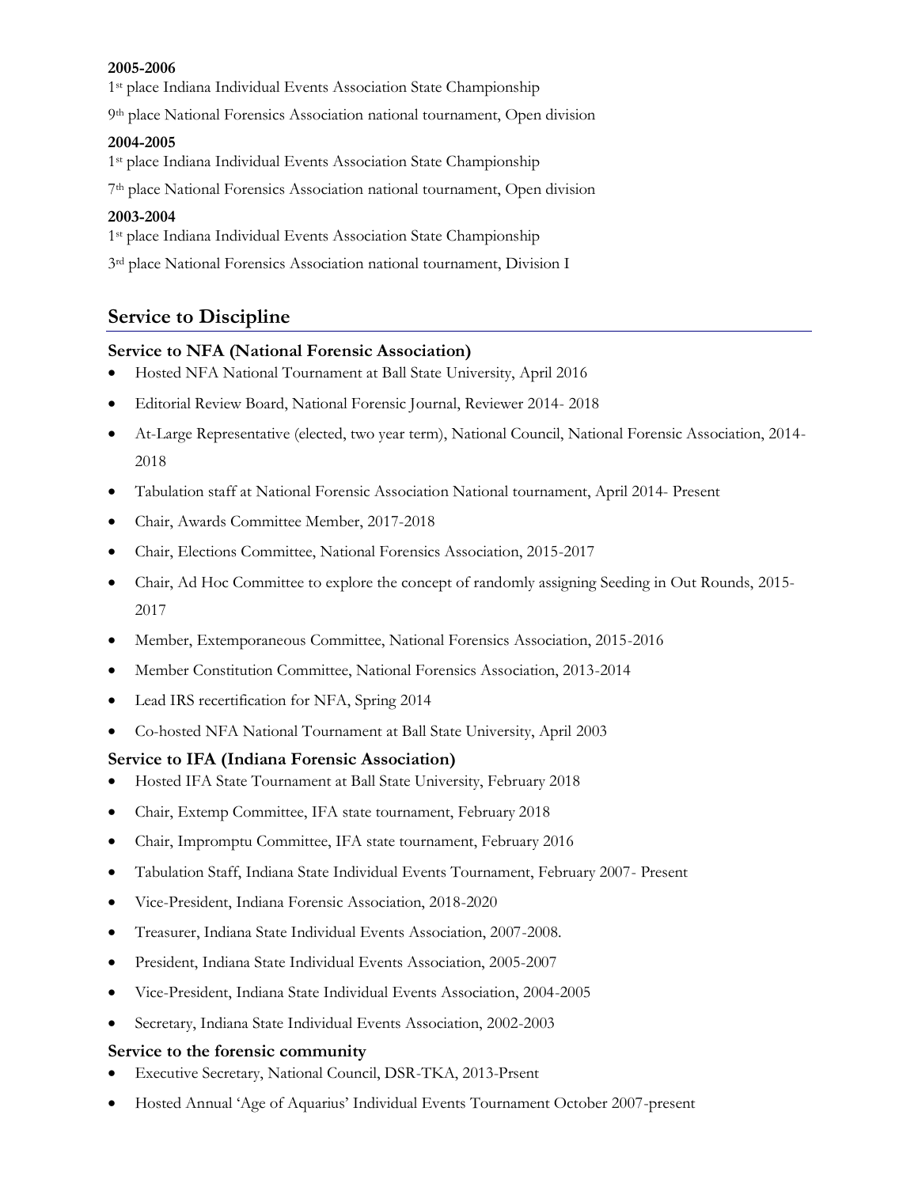**2005-2006**

1st place Indiana Individual Events Association State Championship

9th place National Forensics Association national tournament, Open division

**2004-2005**

1st place Indiana Individual Events Association State Championship

7th place National Forensics Association national tournament, Open division

**2003-2004**

1st place Indiana Individual Events Association State Championship

3rd place National Forensics Association national tournament, Division I

## Service to Discipline

### Service to NFA (National Forensic Association)

- Hosted NFA National Tournament at Ball State University, April 2016
- Editorial Review Board, National Forensic Journal, Reviewer 2014- 2018
- At-Large Representative (elected, two year term), National Council, National Forensic Association, 2014-2018
- Tabulation staff at National Forensic Association National tournament, April 2014- Present
- Chair, Awards Committee Member, 2017-2018
- Chair, Elections Committee, National Forensics Association, 2015-2017
- Chair, Ad Hoc Committee to explore the concept of randomly assigning Seeding in Out Rounds, 2015-2017
- Member, Extemporaneous Committee, National Forensics Association, 2015-2016
- Member Constitution Committee, National Forensics Association, 2013-2014
- Lead IRS recertification for NFA, Spring 2014
- Co-hosted NFA National Tournament at Ball State University, April 2003

### Service to IFA (Indiana Forensic Association)

- Hosted IFA State Tournament at Ball State University, February 2018
- Chair, Extemp Committee, IFA state tournament, February 2018
- Chair, Impromptu Committee, IFA state tournament, February 2016
- Tabulation Staff, Indiana State Individual Events Tournament, February 2007- Present
- Vice-President, Indiana Forensic Association, 2018-2020
- Treasurer, Indiana State Individual Events Association, 2007-2008.
- President, Indiana State Individual Events Association, 2005-2007
- Vice-President, Indiana State Individual Events Association, 2004-2005
- Secretary, Indiana State Individual Events Association, 2002-2003

### Service to the forensic community

- Executive Secretary, National Council, DSR-TKA, 2013-Prsent
- Hosted Annual 'Age of Aquarius' Individual Events Tournament October 2007-present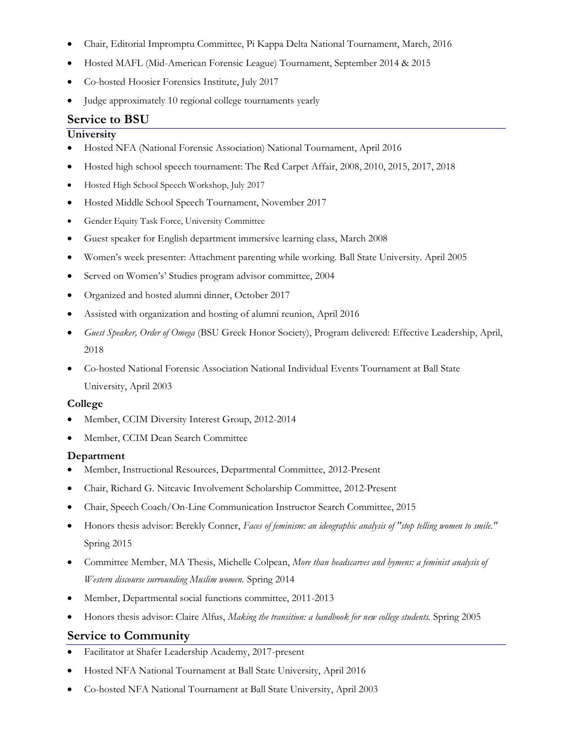- Chair, Editorial Impromptu Committee, Pi Kappa Delta National Tournament, March, 2016
- Hosted MAFL (Mid-American Forensic League) Tournament, September 2014 & 2015
- Co-hosted Hoosier Forensics Institute, July 2017
- Judge approximately 10 regional college tournaments yearly

## Service to BSU

### University

- Hosted NFA (National Forensic Association) National Tournament, April 2016
- Hosted high school speech tournament: The Red Carpet Affair, 2008, 2010, 2015, 2017, 2018
- Hosted High School Speech Workshop, July 2017
- Hosted Middle School Speech Tournament, November 2017
- Gender Equity Task Force, University Committee
- Guest speaker for English department immersive learning class, March 2008
- Women's week presenter: Attachment parenting while working. Ball State University. April 2005
- Served on Women's' Studies program advisor committee, 2004
- Organized and hosted alumni dinner, October 2017
- Assisted with organization and hosting of alumni reunion, April 2016
- *Guest Speaker, Order of Omega* (BSU Greek Honor Society), Program delivered: Effective Leadership, April, 2018
- Co-hosted National Forensic Association National Individual Events Tournament at Ball State University, April 2003

### College

- Member, CCIM Diversity Interest Group, 2012-2014
- Member, CCIM Dean Search Committee

### Department

- Member, Instructional Resources, Departmental Committee, 2012-Present
- Chair, Richard G. Nitcavic Involvement Scholarship Committee, 2012-Present
- Chair, Speech Coach/On-Line Communication Instructor Search Committee, 2015
- Honors thesis advisor: Berekly Conner, *Faces of feminism: an ideographic analysis of "stop telling women to smile."* Spring 2015
- Committee Member, MA Thesis, Michelle Colpean, *More than headscarves and hymens: a feminist analysis of Western discourse surrounding Muslim women.* Spring 2014
- Member, Departmental social functions committee, 2011-2013
- Honors thesis advisor: Claire Alfus, *Making the transition: a handbook for new college students.* Spring 2005

## Service to Community

- Facilitator at Shafer Leadership Academy, 2017-present
- Hosted NFA National Tournament at Ball State University, April 2016
- Co-hosted NFA National Tournament at Ball State University, April 2003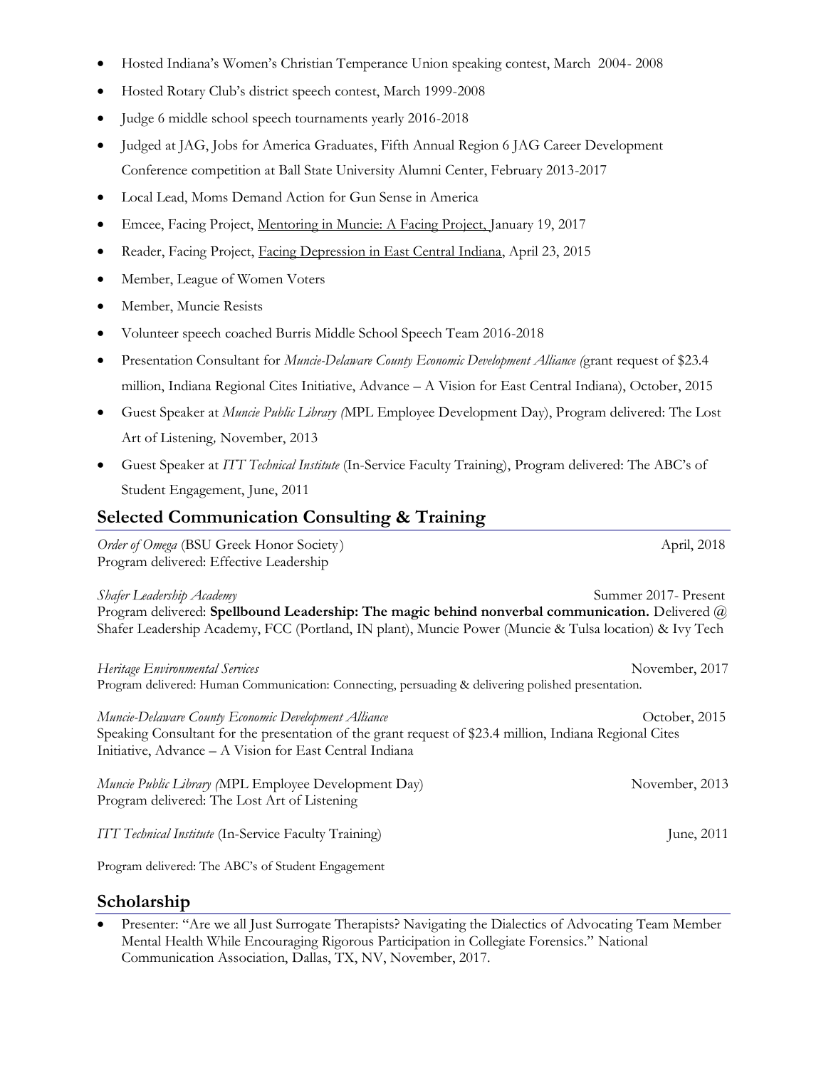- Hosted Indiana's Women's Christian Temperance Union speaking contest, March 2004- 2008
- Hosted Rotary Club's district speech contest, March 1999-2008
- Judge 6 middle school speech tournaments yearly 2016-2018
- Judged at JAG, Jobs for America Graduates, Fifth Annual Region 6 JAG Career Development Conference competition at Ball State University Alumni Center, February 2013-2017
- Local Lead, Moms Demand Action for Gun Sense in America
- Emcee, Facing Project, Mentoring in Muncie: A Facing Project, January 19, 2017
- Reader, Facing Project, Facing Depression in East Central Indiana, April 23, 2015
- Member, League of Women Voters
- Member, Muncie Resists
- Volunteer speech coached Burris Middle School Speech Team 2016-2018
- Presentation Consultant for *Muncie-Delaware County Economic Development Alliance (*grant request of $23.4 million, Indiana Regional Cites Initiative, Advance – A Vision for East Central Indiana), October, 2015
- Guest Speaker at *Muncie Public Library (*MPL Employee Development Day), Program delivered: The Lost Art of Listening*,* November, 2013
- Guest Speaker at *ITT Technical Institute* (In-Service Faculty Training), Program delivered: The ABC's of Student Engagement, June, 2011

## Selected Communication Consulting & Training

*Order of Omega* (BSU Greek Honor Society) — April, 2018
Program delivered: Effective Leadership

*Shafer Leadership Academy* — Summer 2017- Present
Program delivered: **Spellbound Leadership: The magic behind nonverbal communication.** Delivered @ Shafer Leadership Academy, FCC (Portland, IN plant), Muncie Power (Muncie & Tulsa location) & Ivy Tech

*Heritage Environmental Services* — November, 2017
Program delivered: Human Communication: Connecting, persuading & delivering polished presentation.

*Muncie-Delaware County Economic Development Alliance* — October, 2015
Speaking Consultant for the presentation of the grant request of $23.4 million, Indiana Regional Cites Initiative, Advance – A Vision for East Central Indiana

*Muncie Public Library (*MPL Employee Development Day) — November, 2013
Program delivered: The Lost Art of Listening

*ITT Technical Institute* (In-Service Faculty Training) — June, 2011

Program delivered: The ABC's of Student Engagement

## Scholarship

- Presenter: "Are we all Just Surrogate Therapists? Navigating the Dialectics of Advocating Team Member Mental Health While Encouraging Rigorous Participation in Collegiate Forensics." National Communication Association, Dallas, TX, NV, November, 2017.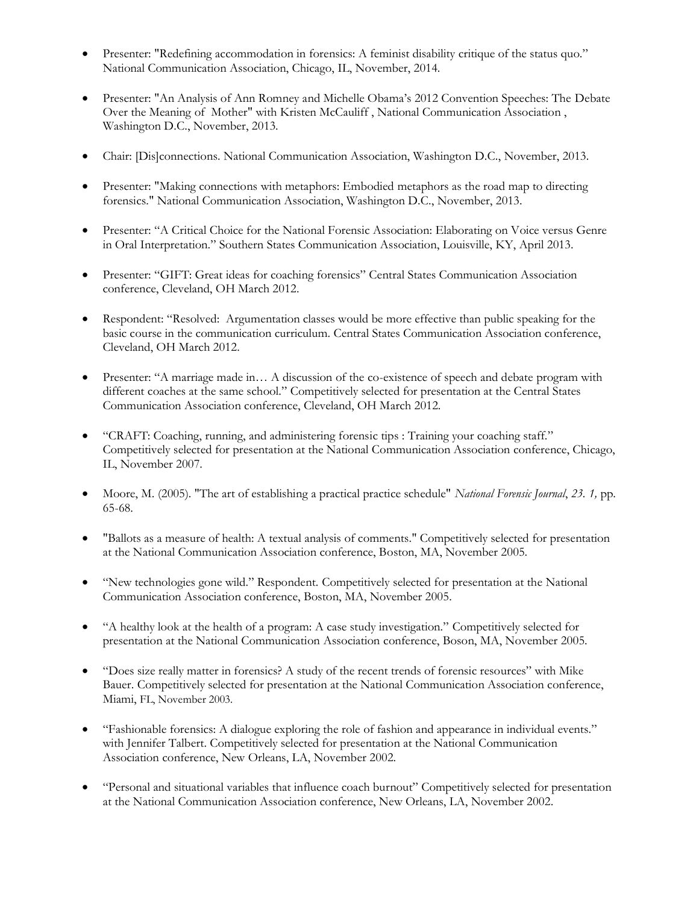- Presenter: "Redefining accommodation in forensics: A feminist disability critique of the status quo." National Communication Association, Chicago, IL, November, 2014.

- Presenter: "An Analysis of Ann Romney and Michelle Obama's 2012 Convention Speeches: The Debate Over the Meaning of Mother" with Kristen McCauliff , National Communication Association , Washington D.C., November, 2013.

- Chair: [Dis]connections. National Communication Association, Washington D.C., November, 2013.

- Presenter: "Making connections with metaphors: Embodied metaphors as the road map to directing forensics." National Communication Association, Washington D.C., November, 2013.

- Presenter: "A Critical Choice for the National Forensic Association: Elaborating on Voice versus Genre in Oral Interpretation." Southern States Communication Association, Louisville, KY, April 2013.

- Presenter: "GIFT: Great ideas for coaching forensics" Central States Communication Association conference, Cleveland, OH March 2012.

- Respondent: "Resolved: Argumentation classes would be more effective than public speaking for the basic course in the communication curriculum. Central States Communication Association conference, Cleveland, OH March 2012.

- Presenter: "A marriage made in… A discussion of the co-existence of speech and debate program with different coaches at the same school." Competitively selected for presentation at the Central States Communication Association conference, Cleveland, OH March 2012.

- "CRAFT: Coaching, running, and administering forensic tips : Training your coaching staff." Competitively selected for presentation at the National Communication Association conference, Chicago, IL, November 2007.

- Moore, M. (2005). "The art of establishing a practical practice schedule" *National Forensic Journal*, *23. 1,* pp. 65-68.

- "Ballots as a measure of health: A textual analysis of comments." Competitively selected for presentation at the National Communication Association conference, Boston, MA, November 2005.

- "New technologies gone wild." Respondent. Competitively selected for presentation at the National Communication Association conference, Boston, MA, November 2005.

- "A healthy look at the health of a program: A case study investigation." Competitively selected for presentation at the National Communication Association conference, Boson, MA, November 2005.

- "Does size really matter in forensics? A study of the recent trends of forensic resources" with Mike Bauer. Competitively selected for presentation at the National Communication Association conference, Miami, FL, November 2003.

- "Fashionable forensics: A dialogue exploring the role of fashion and appearance in individual events." with Jennifer Talbert. Competitively selected for presentation at the National Communication Association conference, New Orleans, LA, November 2002.

- "Personal and situational variables that influence coach burnout" Competitively selected for presentation at the National Communication Association conference, New Orleans, LA, November 2002.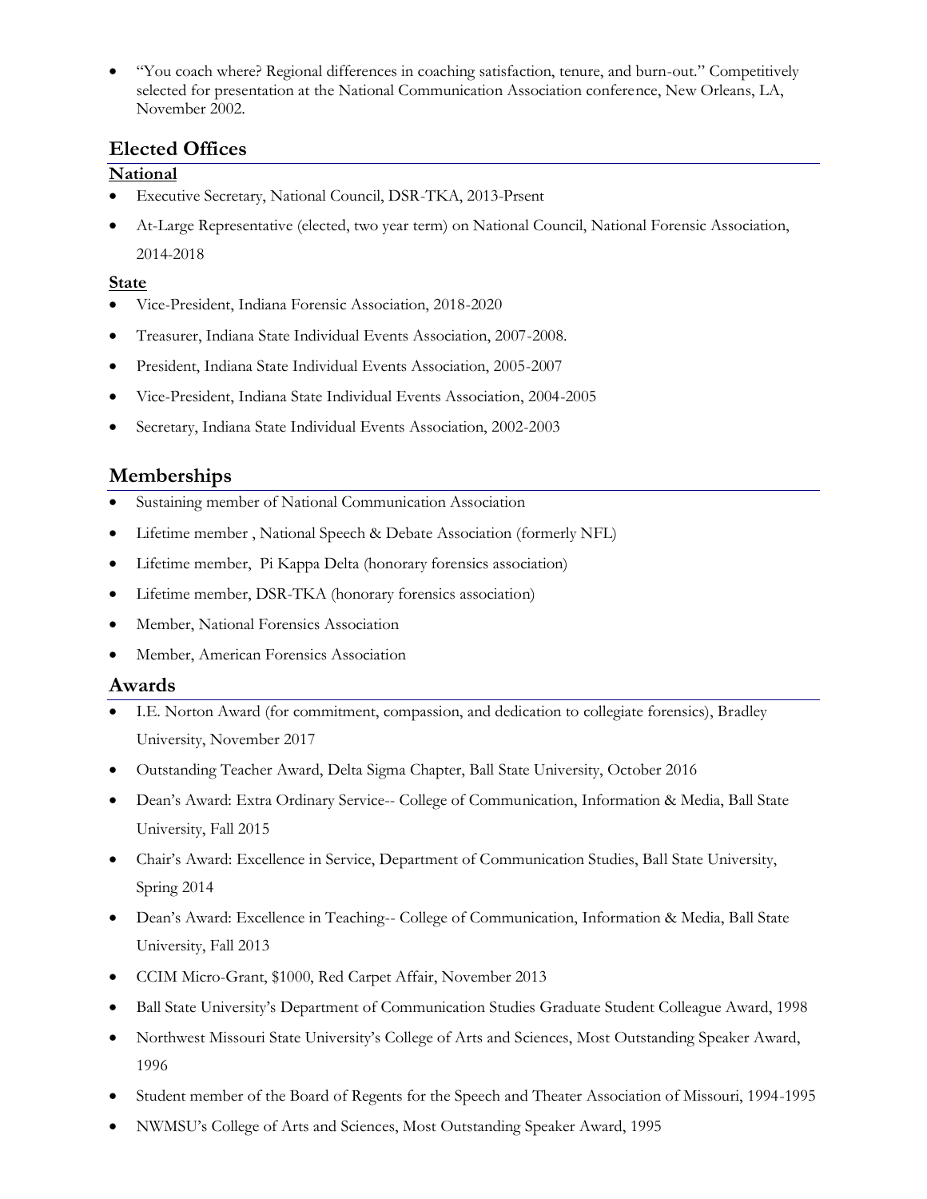- "You coach where? Regional differences in coaching satisfaction, tenure, and burn-out." Competitively selected for presentation at the National Communication Association conference, New Orleans, LA, November 2002.

## Elected Offices

**National**

- Executive Secretary, National Council, DSR-TKA, 2013-Prsent
- At-Large Representative (elected, two year term) on National Council, National Forensic Association, 2014-2018

**State**

- Vice-President, Indiana Forensic Association, 2018-2020
- Treasurer, Indiana State Individual Events Association, 2007-2008.
- President, Indiana State Individual Events Association, 2005-2007
- Vice-President, Indiana State Individual Events Association, 2004-2005
- Secretary, Indiana State Individual Events Association, 2002-2003

## Memberships

- Sustaining member of National Communication Association
- Lifetime member , National Speech & Debate Association (formerly NFL)
- Lifetime member, Pi Kappa Delta (honorary forensics association)
- Lifetime member, DSR-TKA (honorary forensics association)
- Member, National Forensics Association
- Member, American Forensics Association

## Awards

- I.E. Norton Award (for commitment, compassion, and dedication to collegiate forensics), Bradley University, November 2017
- Outstanding Teacher Award, Delta Sigma Chapter, Ball State University, October 2016
- Dean's Award: Extra Ordinary Service-- College of Communication, Information & Media, Ball State University, Fall 2015
- Chair's Award: Excellence in Service, Department of Communication Studies, Ball State University, Spring 2014
- Dean's Award: Excellence in Teaching-- College of Communication, Information & Media, Ball State University, Fall 2013
- CCIM Micro-Grant, $1000, Red Carpet Affair, November 2013
- Ball State University's Department of Communication Studies Graduate Student Colleague Award, 1998
- Northwest Missouri State University's College of Arts and Sciences, Most Outstanding Speaker Award, 1996
- Student member of the Board of Regents for the Speech and Theater Association of Missouri, 1994-1995
- NWMSU's College of Arts and Sciences, Most Outstanding Speaker Award, 1995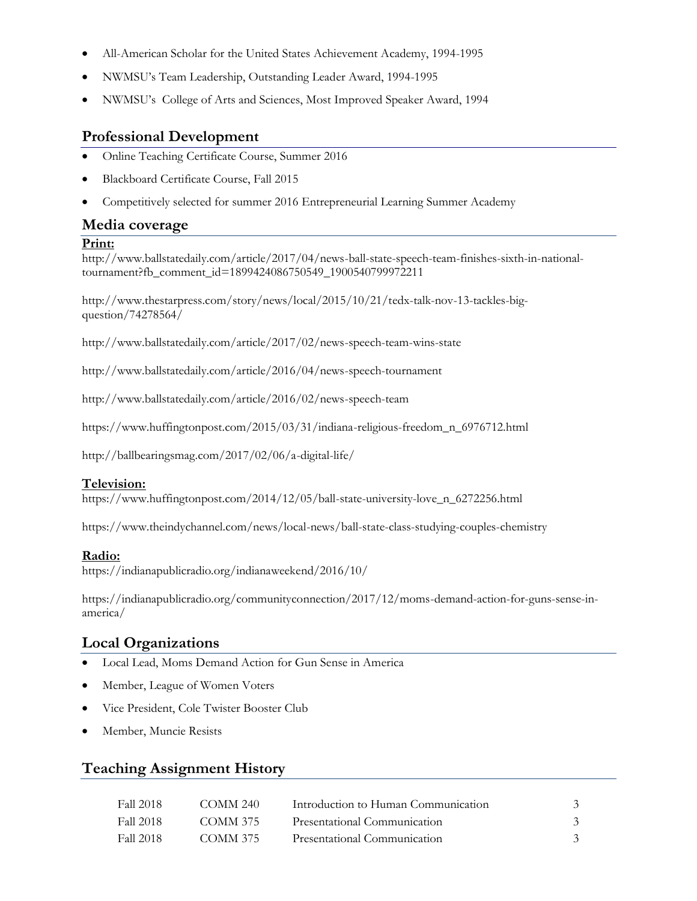- All-American Scholar for the United States Achievement Academy, 1994-1995
- NWMSU's Team Leadership, Outstanding Leader Award, 1994-1995
- NWMSU's College of Arts and Sciences, Most Improved Speaker Award, 1994

## Professional Development

- Online Teaching Certificate Course, Summer 2016
- Blackboard Certificate Course, Fall 2015
- Competitively selected for summer 2016 Entrepreneurial Learning Summer Academy

## Media coverage

**Print:**

http://www.ballstatedaily.com/article/2017/04/news-ball-state-speech-team-finishes-sixth-in-national-tournament?fb_comment_id=1899424086750549_1900540799972211

http://www.thestarpress.com/story/news/local/2015/10/21/tedx-talk-nov-13-tackles-big-question/74278564/

http://www.ballstatedaily.com/article/2017/02/news-speech-team-wins-state

http://www.ballstatedaily.com/article/2016/04/news-speech-tournament

http://www.ballstatedaily.com/article/2016/02/news-speech-team

https://www.huffingtonpost.com/2015/03/31/indiana-religious-freedom_n_6976712.html

http://ballbearingsmag.com/2017/02/06/a-digital-life/

**Television:**

https://www.huffingtonpost.com/2014/12/05/ball-state-university-love_n_6272256.html

https://www.theindychannel.com/news/local-news/ball-state-class-studying-couples-chemistry

**Radio:**

https://indianapublicradio.org/indianaweekend/2016/10/

https://indianapublicradio.org/communityconnection/2017/12/moms-demand-action-for-guns-sense-in-america/

## Local Organizations

- Local Lead, Moms Demand Action for Gun Sense in America
- Member, League of Women Voters
- Vice President, Cole Twister Booster Club
- Member, Muncie Resists

## Teaching Assignment History

| | | | |
|---|---|---|---|
| Fall 2018 | COMM 240 | Introduction to Human Communication | 3 |
| Fall 2018 | COMM 375 | Presentational Communication | 3 |
| Fall 2018 | COMM 375 | Presentational Communication | 3 |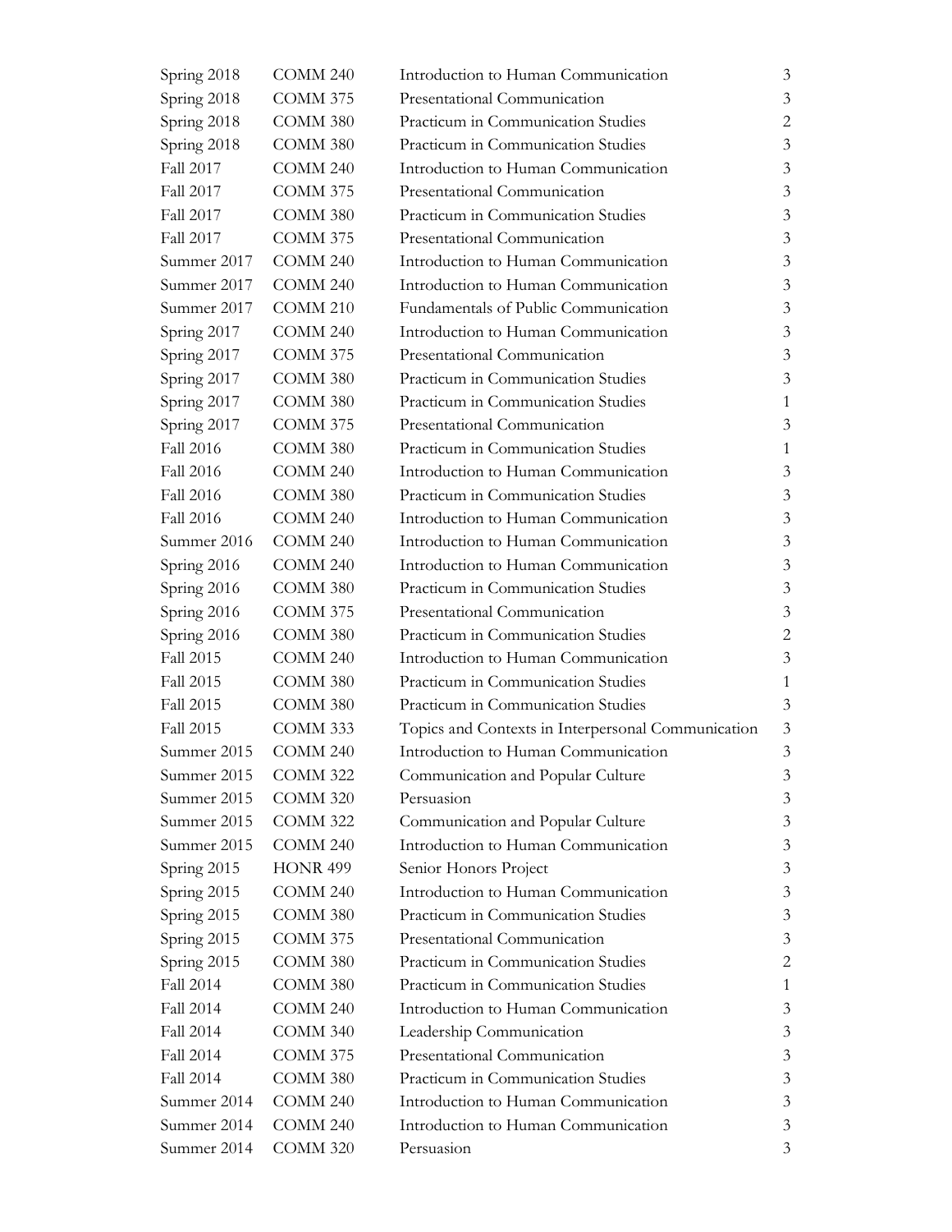| | | | |
|---|---|---|---|
| Spring 2018 | COMM 240 | Introduction to Human Communication | 3 |
| Spring 2018 | COMM 375 | Presentational Communication | 3 |
| Spring 2018 | COMM 380 | Practicum in Communication Studies | 2 |
| Spring 2018 | COMM 380 | Practicum in Communication Studies | 3 |
| Fall 2017 | COMM 240 | Introduction to Human Communication | 3 |
| Fall 2017 | COMM 375 | Presentational Communication | 3 |
| Fall 2017 | COMM 380 | Practicum in Communication Studies | 3 |
| Fall 2017 | COMM 375 | Presentational Communication | 3 |
| Summer 2017 | COMM 240 | Introduction to Human Communication | 3 |
| Summer 2017 | COMM 240 | Introduction to Human Communication | 3 |
| Summer 2017 | COMM 210 | Fundamentals of Public Communication | 3 |
| Spring 2017 | COMM 240 | Introduction to Human Communication | 3 |
| Spring 2017 | COMM 375 | Presentational Communication | 3 |
| Spring 2017 | COMM 380 | Practicum in Communication Studies | 3 |
| Spring 2017 | COMM 380 | Practicum in Communication Studies | 1 |
| Spring 2017 | COMM 375 | Presentational Communication | 3 |
| Fall 2016 | COMM 380 | Practicum in Communication Studies | 1 |
| Fall 2016 | COMM 240 | Introduction to Human Communication | 3 |
| Fall 2016 | COMM 380 | Practicum in Communication Studies | 3 |
| Fall 2016 | COMM 240 | Introduction to Human Communication | 3 |
| Summer 2016 | COMM 240 | Introduction to Human Communication | 3 |
| Spring 2016 | COMM 240 | Introduction to Human Communication | 3 |
| Spring 2016 | COMM 380 | Practicum in Communication Studies | 3 |
| Spring 2016 | COMM 375 | Presentational Communication | 3 |
| Spring 2016 | COMM 380 | Practicum in Communication Studies | 2 |
| Fall 2015 | COMM 240 | Introduction to Human Communication | 3 |
| Fall 2015 | COMM 380 | Practicum in Communication Studies | 1 |
| Fall 2015 | COMM 380 | Practicum in Communication Studies | 3 |
| Fall 2015 | COMM 333 | Topics and Contexts in Interpersonal Communication | 3 |
| Summer 2015 | COMM 240 | Introduction to Human Communication | 3 |
| Summer 2015 | COMM 322 | Communication and Popular Culture | 3 |
| Summer 2015 | COMM 320 | Persuasion | 3 |
| Summer 2015 | COMM 322 | Communication and Popular Culture | 3 |
| Summer 2015 | COMM 240 | Introduction to Human Communication | 3 |
| Spring 2015 | HONR 499 | Senior Honors Project | 3 |
| Spring 2015 | COMM 240 | Introduction to Human Communication | 3 |
| Spring 2015 | COMM 380 | Practicum in Communication Studies | 3 |
| Spring 2015 | COMM 375 | Presentational Communication | 3 |
| Spring 2015 | COMM 380 | Practicum in Communication Studies | 2 |
| Fall 2014 | COMM 380 | Practicum in Communication Studies | 1 |
| Fall 2014 | COMM 240 | Introduction to Human Communication | 3 |
| Fall 2014 | COMM 340 | Leadership Communication | 3 |
| Fall 2014 | COMM 375 | Presentational Communication | 3 |
| Fall 2014 | COMM 380 | Practicum in Communication Studies | 3 |
| Summer 2014 | COMM 240 | Introduction to Human Communication | 3 |
| Summer 2014 | COMM 240 | Introduction to Human Communication | 3 |
| Summer 2014 | COMM 320 | Persuasion | 3 |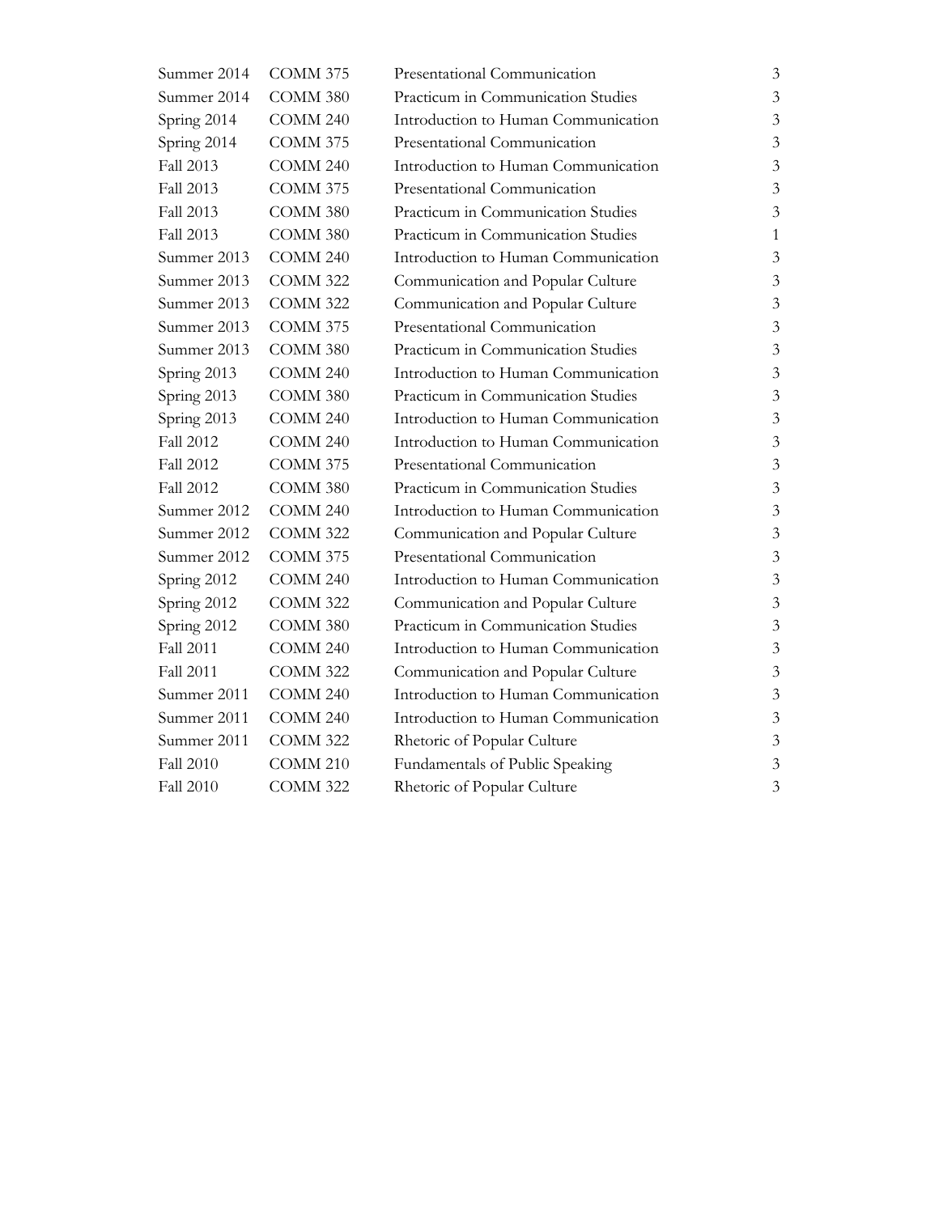| | | | |
|---|---|---|---|
| Summer 2014 | COMM 375 | Presentational Communication | 3 |
| Summer 2014 | COMM 380 | Practicum in Communication Studies | 3 |
| Spring 2014 | COMM 240 | Introduction to Human Communication | 3 |
| Spring 2014 | COMM 375 | Presentational Communication | 3 |
| Fall 2013 | COMM 240 | Introduction to Human Communication | 3 |
| Fall 2013 | COMM 375 | Presentational Communication | 3 |
| Fall 2013 | COMM 380 | Practicum in Communication Studies | 3 |
| Fall 2013 | COMM 380 | Practicum in Communication Studies | 1 |
| Summer 2013 | COMM 240 | Introduction to Human Communication | 3 |
| Summer 2013 | COMM 322 | Communication and Popular Culture | 3 |
| Summer 2013 | COMM 322 | Communication and Popular Culture | 3 |
| Summer 2013 | COMM 375 | Presentational Communication | 3 |
| Summer 2013 | COMM 380 | Practicum in Communication Studies | 3 |
| Spring 2013 | COMM 240 | Introduction to Human Communication | 3 |
| Spring 2013 | COMM 380 | Practicum in Communication Studies | 3 |
| Spring 2013 | COMM 240 | Introduction to Human Communication | 3 |
| Fall 2012 | COMM 240 | Introduction to Human Communication | 3 |
| Fall 2012 | COMM 375 | Presentational Communication | 3 |
| Fall 2012 | COMM 380 | Practicum in Communication Studies | 3 |
| Summer 2012 | COMM 240 | Introduction to Human Communication | 3 |
| Summer 2012 | COMM 322 | Communication and Popular Culture | 3 |
| Summer 2012 | COMM 375 | Presentational Communication | 3 |
| Spring 2012 | COMM 240 | Introduction to Human Communication | 3 |
| Spring 2012 | COMM 322 | Communication and Popular Culture | 3 |
| Spring 2012 | COMM 380 | Practicum in Communication Studies | 3 |
| Fall 2011 | COMM 240 | Introduction to Human Communication | 3 |
| Fall 2011 | COMM 322 | Communication and Popular Culture | 3 |
| Summer 2011 | COMM 240 | Introduction to Human Communication | 3 |
| Summer 2011 | COMM 240 | Introduction to Human Communication | 3 |
| Summer 2011 | COMM 322 | Rhetoric of Popular Culture | 3 |
| Fall 2010 | COMM 210 | Fundamentals of Public Speaking | 3 |
| Fall 2010 | COMM 322 | Rhetoric of Popular Culture | 3 |